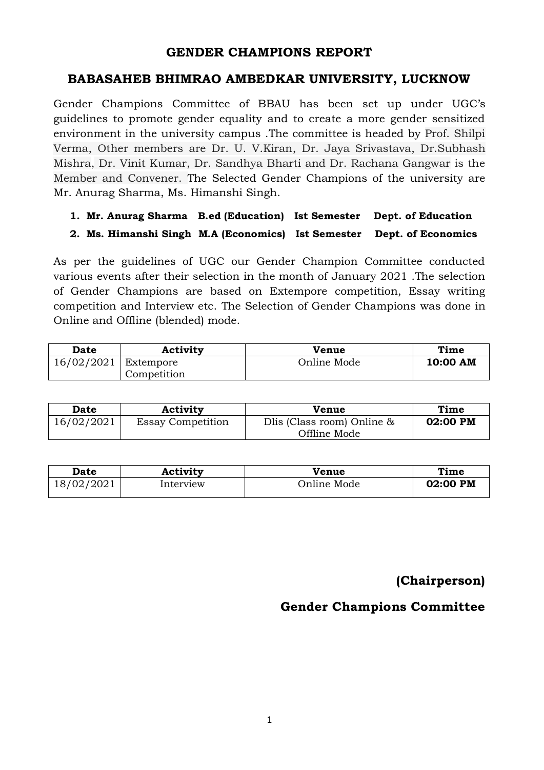# GENDER CHAMPIONS REPORT

## BABASAHEB BHIMRAO AMBEDKAR UNIVERSITY, LUCKNOW

Gender Champions Committee of BBAU has been set up under UGC's guidelines to promote gender equality and to create a more gender sensitized environment in the university campus .The committee is headed by Prof. Shilpi Verma, Other members are Dr. U. V.Kiran, Dr. Jaya Srivastava, Dr.Subhash Mishra, Dr. Vinit Kumar, Dr. Sandhya Bharti and Dr. Rachana Gangwar is the Member and Convener. The Selected Gender Champions of the university are Mr. Anurag Sharma, Ms. Himanshi Singh.

1. **Mr. Anurag Sharma B.ed (Education) Ist Semester Dept. of Education**
2. **Ms. Himanshi Singh M.A (Economics) Ist Semester Dept. of Economics**

As per the guidelines of UGC our Gender Champion Committee conducted various events after their selection in the month of January 2021 .The selection of Gender Champions are based on Extempore competition, Essay writing competition and Interview etc. The Selection of Gender Champions was done in Online and Offline (blended) mode.

| Date | Activity | Venue | Time |
|---|---|---|---|
| 16/02/2021 | Extempore Competition | Online Mode | **10:00 AM** |

| Date | Activity | Venue | Time |
|---|---|---|---|
| 16/02/2021 | Essay Competition | Dlis (Class room) Online & Offline Mode | **02:00 PM** |

| Date | Activity | Venue | Time |
|---|---|---|---|
| 18/02/2021 | Interview | Online Mode | **02:00 PM** |

**(Chairperson)**

**Gender Champions Committee**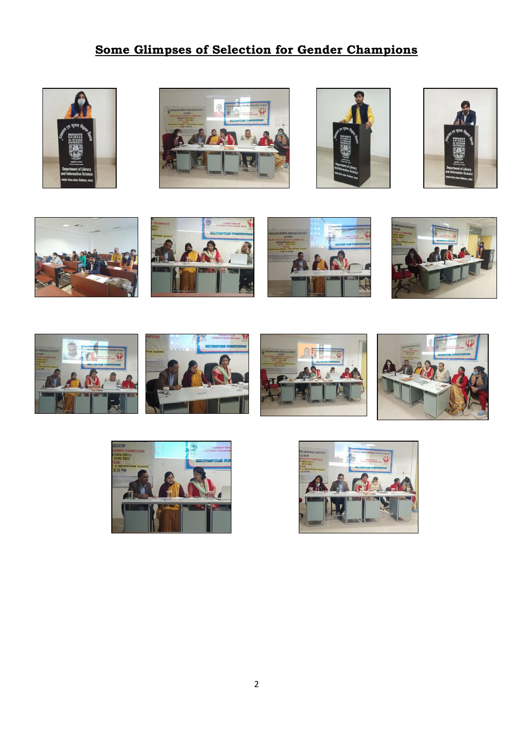## Some Glimpses of Selection for Gender Champions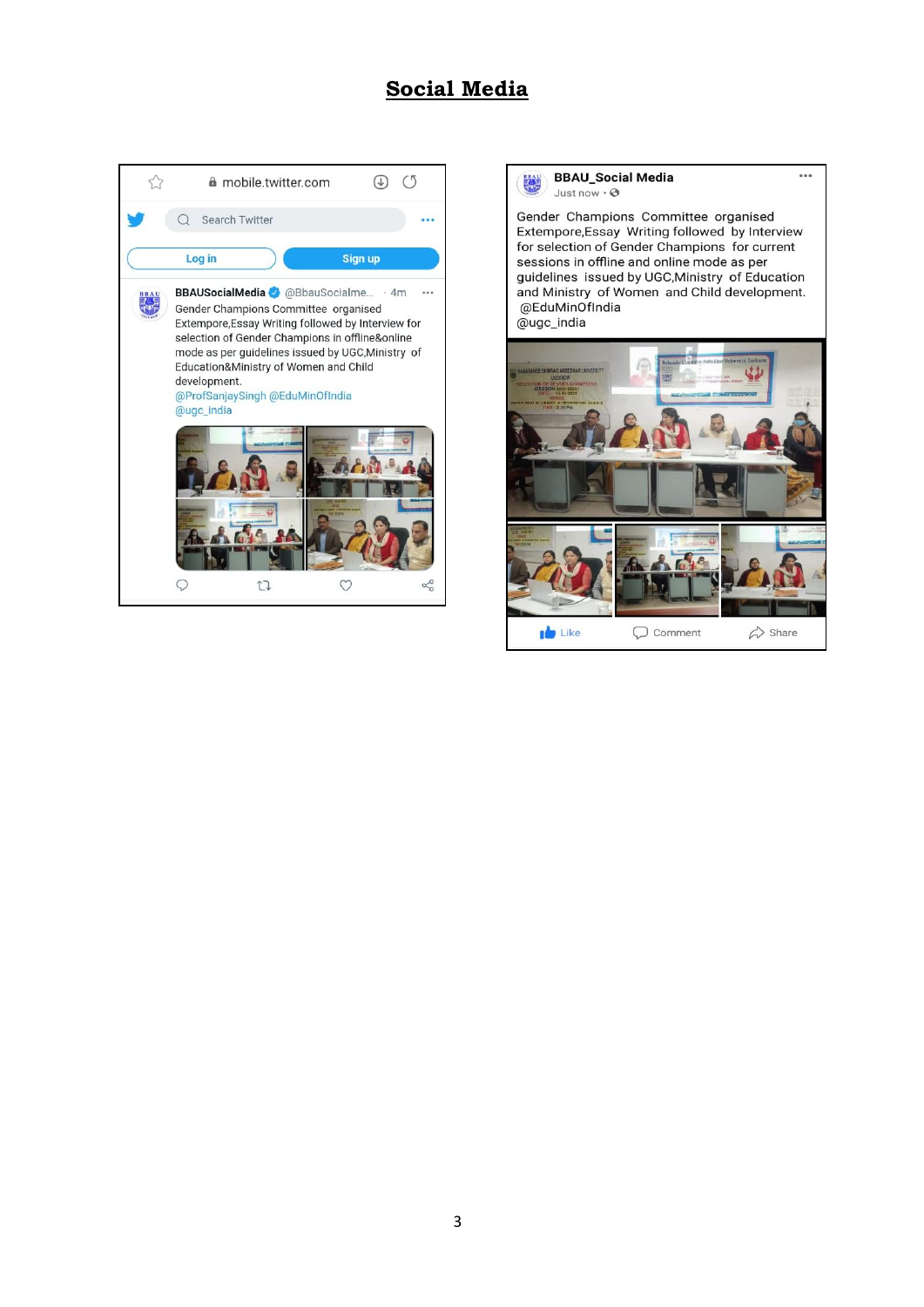# Social Media

mobile.twitter.com

Search Twitter

Log in | Sign up

**BBAUSocialMedia** @BbauSocialme... · 4m

Gender Champions Committee organised Extempore,Essay Writing followed by Interview for selection of Gender Champions in offline&online mode as per guidelines issued by UGC,Ministry of Education&Ministry of Women and Child development.
@ProfSanjaySingh @EduMinOfIndia
@ugc_india

**BBAU_Social Media**
Just now ·

Gender Champions Committee organised Extempore,Essay Writing followed by Interview for selection of Gender Champions for current sessions in offline and online mode as per guidelines issued by UGC,Ministry of Education and Ministry of Women and Child development.
@EduMinOfIndia
@ugc_india

Like Comment Share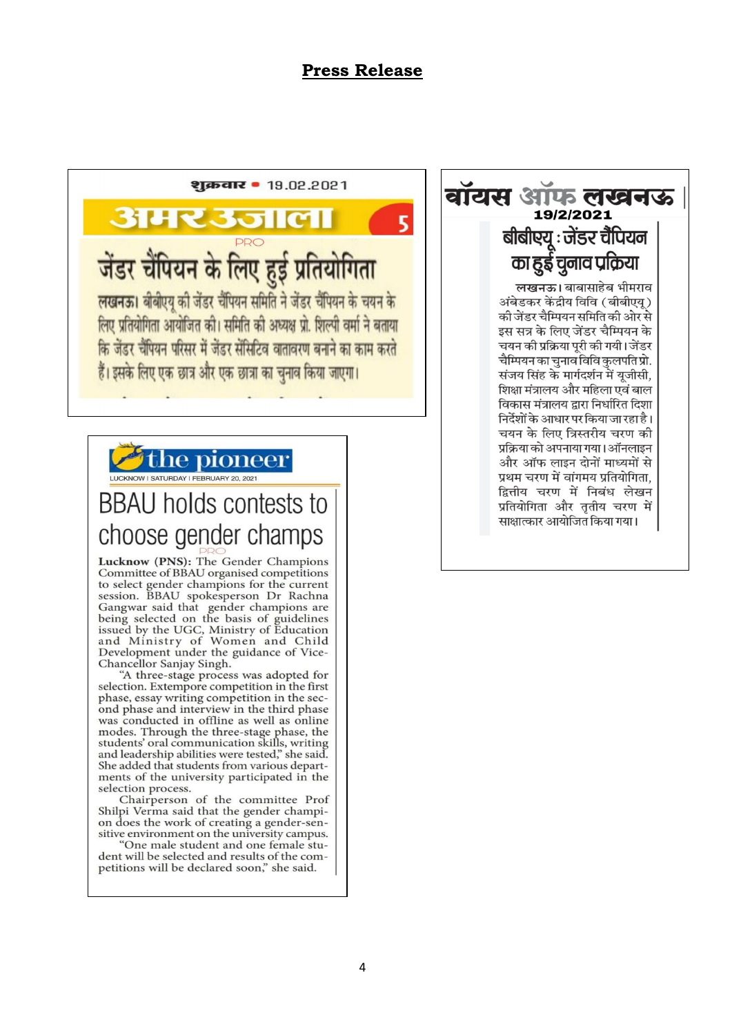# Press Release

शुक्रवार • 19.02.2021

**अमर उजाला** 5

PRO

## जेंडर चैंपियन के लिए हुई प्रतियोगिता

लखनऊ। बीबीएयू की जेंडर चैंपियन समिति ने जेंडर चैंपियन के चयन के लिए प्रतियोगिता आयोजित की। समिति की अध्यक्ष प्रो. शिल्पी वर्मा ने बताया कि जेंडर चैंपियन परिसर में जेंडर सेंसिटिव वातावरण बनाने का काम करते हैं। इसके लिए एक छात्र और एक छात्रा का चुनाव किया जाएगा।

**the pioneer**

LUCKNOW | SATURDAY | FEBRUARY 20, 2021

## BBAU holds contests to choose gender champs

PRO

**Lucknow (PNS):** The Gender Champions Committee of BBAU organised competitions to select gender champions for the current session. BBAU spokesperson Dr Rachna Gangwar said that gender champions are being selected on the basis of guidelines issued by the UGC, Ministry of Education and Ministry of Women and Child Development under the guidance of Vice-Chancellor Sanjay Singh.

"A three-stage process was adopted for selection. Extempore competition in the first phase, essay writing competition in the second phase and interview in the third phase was conducted in offline as well as online modes. Through the three-stage phase, the students' oral communication skills, writing and leadership abilities were tested," she said. She added that students from various departments of the university participated in the selection process.

Chairperson of the committee Prof Shilpi Verma said that the gender champion does the work of creating a gender-sensitive environment on the university campus.

"One male student and one female student will be selected and results of the competitions will be declared soon," she said.

**वॉयस ऑफ लखनऊ**

19/2/2021

## बीबीएयू : जेंडर चैंपियन का हुई चुनाव प्रक्रिया

लखनऊ। बाबासाहेब भीमराव अंबेडकर केंद्रीय विवि (बीबीएयू) की जेंडर चैम्पियन समिति की ओर से इस सत्र के लिए जेंडर चैम्पियन के चयन की प्रक्रिया पूरी की गयी। जेंडर चैम्पियन का चुनाव विवि कुलपति प्रो. संजय सिंह के मार्गदर्शन में यूजीसी, शिक्षा मंत्रालय और महिला एवं बाल विकास मंत्रालय द्वारा निर्धारित दिशा निर्देशों के आधार पर किया जा रहा है। चयन के लिए त्रिस्तरीय चरण की प्रक्रिया को अपनाया गया। ऑनलाइन और ऑफ लाइन दोनों माध्यमों से प्रथम चरण में वांगमय प्रतियोगिता, द्वितीय चरण में निबंध लेखन प्रतियोगिता और तृतीय चरण में साक्षात्कार आयोजित किया गया।